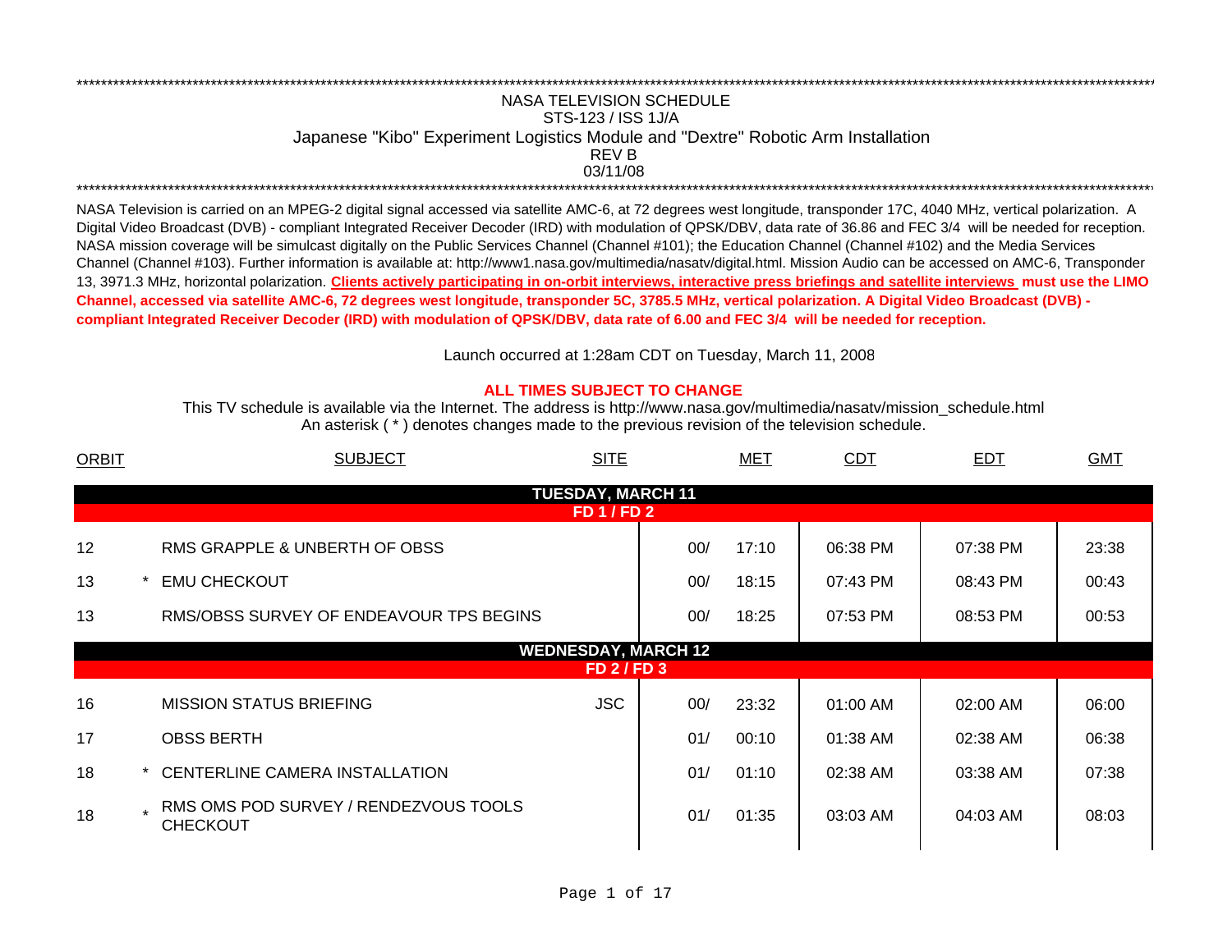NASA TELEVISION SCHEDULE

STS-123 / ISS 1J/A

Japanese "Kibo" Experiment Logistics Module and "Dextre" Robotic Arm Installation

REV B

03/11/08

NASA Television is carried on an MPEG-2 digital signal accessed via satellite AMC-6, at 72 degrees west longitude, transponder 17C, 4040 MHz, vertical polarization. A Digital Video Broadcast (DVB) - compliant Integrated Receiver Decoder (IRD) with modulation of QPSK/DBV, data rate of 36.86 and FEC 3/4 will be needed for reception. NASA mission coverage will be simulcast digitally on the Public Services Channel (Channel #101); the Education Channel (Channel #102) and the Media Services Channel (Channel #103). Further information is available at: http://www1.nasa.gov/multimedia/nasatv/digital.html. Mission Audio can be accessed on AMC-6, Transponder 13, 3971.3 MHz, horizontal polarization. **Clients actively participating in on-orbit interviews, interactive press briefings and satellite interviews must use the LIMO Channel, accessed via satellite AMC-6, 72 degrees west longitude, transponder 5C, 3785.5 MHz, vertical polarization. A Digital Video Broadcast (DVB) - compliant Integrated Receiver Decoder (IRD) with modulation of QPSK/DBV, data rate of 6.00 and FEC 3/4 will be needed for reception.**

Launch occurred at 1:28am CDT on Tuesday, March 11, 2008

**ALL TIMES SUBJECT TO CHANGE**

This TV schedule is available via the Internet. The address is http://www.nasa.gov/multimedia/nasatv/mission_schedule.html

An asterisk ( * ) denotes changes made to the previous revision of the television schedule.

| ORBIT | | SUBJECT | SITE | MET | | CDT | EDT | GMT |
|---|---|---|---|---|---|---|---|---|
| | | **TUESDAY, MARCH 11** | | | | | | |
| | | **FD 1 / FD 2** | | | | | | |
| 12 | | RMS GRAPPLE & UNBERTH OF OBSS | | 00/ | 17:10 | 06:38 PM | 07:38 PM | 23:38 |
| 13 | * | EMU CHECKOUT | | 00/ | 18:15 | 07:43 PM | 08:43 PM | 00:43 |
| 13 | | RMS/OBSS SURVEY OF ENDEAVOUR TPS BEGINS | | 00/ | 18:25 | 07:53 PM | 08:53 PM | 00:53 |
| | | **WEDNESDAY, MARCH 12** | | | | | | |
| | | **FD 2 / FD 3** | | | | | | |
| 16 | | MISSION STATUS BRIEFING | JSC | 00/ | 23:32 | 01:00 AM | 02:00 AM | 06:00 |
| 17 | | OBSS BERTH | | 01/ | 00:10 | 01:38 AM | 02:38 AM | 06:38 |
| 18 | * | CENTERLINE CAMERA INSTALLATION | | 01/ | 01:10 | 02:38 AM | 03:38 AM | 07:38 |
| 18 | * | RMS OMS POD SURVEY / RENDEZVOUS TOOLS CHECKOUT | | 01/ | 01:35 | 03:03 AM | 04:03 AM | 08:03 |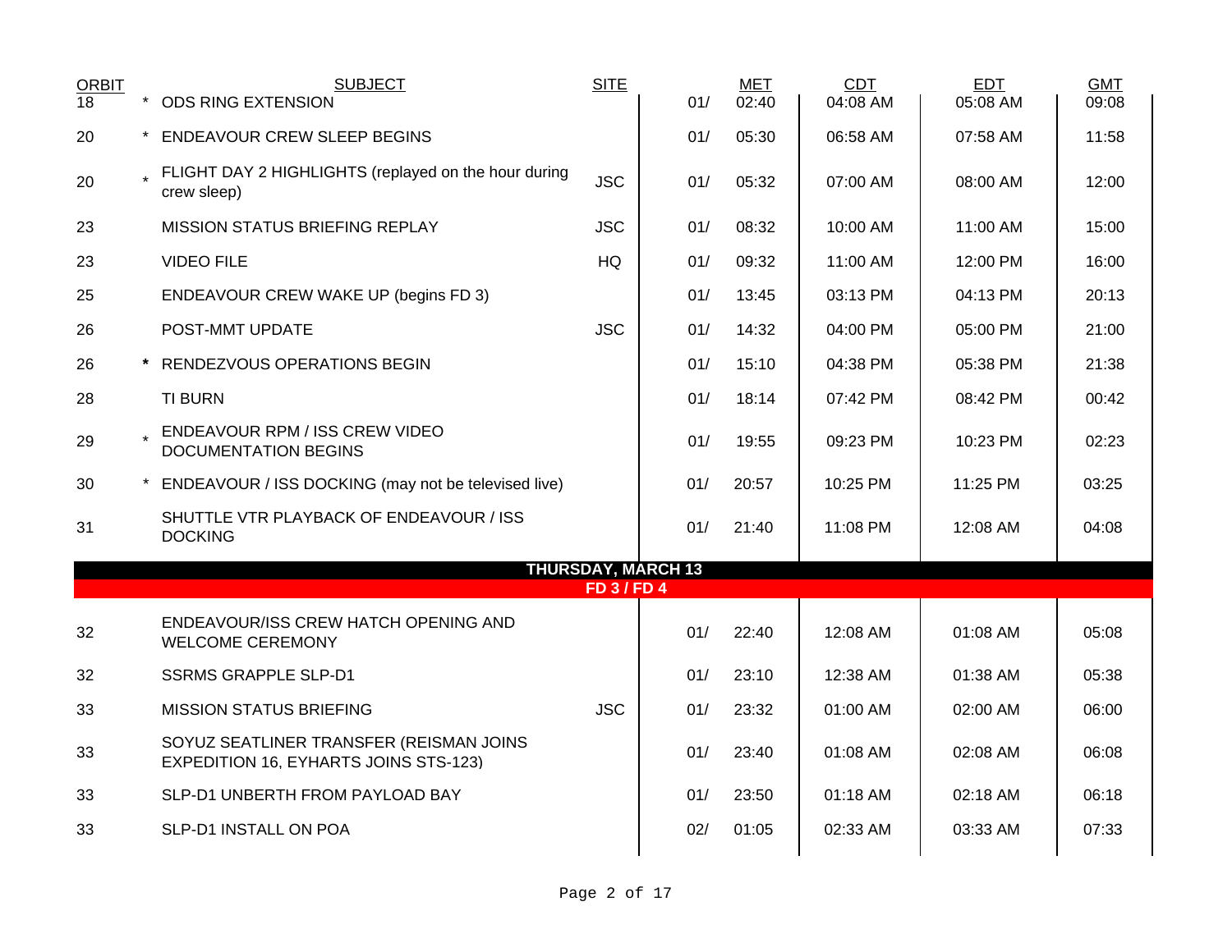| ORBIT | | SUBJECT | SITE | | MET | CDT | EDT | GMT |
|---|---|---|---|---|---|---|---|---|
| 18 | * | ODS RING EXTENSION | | 01/ | 02:40 | 04:08 AM | 05:08 AM | 09:08 |
| 20 | * | ENDEAVOUR CREW SLEEP BEGINS | | 01/ | 05:30 | 06:58 AM | 07:58 AM | 11:58 |
| 20 | * | FLIGHT DAY 2 HIGHLIGHTS (replayed on the hour during crew sleep) | JSC | 01/ | 05:32 | 07:00 AM | 08:00 AM | 12:00 |
| 23 | | MISSION STATUS BRIEFING REPLAY | JSC | 01/ | 08:32 | 10:00 AM | 11:00 AM | 15:00 |
| 23 | | VIDEO FILE | HQ | 01/ | 09:32 | 11:00 AM | 12:00 PM | 16:00 |
| 25 | | ENDEAVOUR CREW WAKE UP (begins FD 3) | | 01/ | 13:45 | 03:13 PM | 04:13 PM | 20:13 |
| 26 | | POST-MMT UPDATE | JSC | 01/ | 14:32 | 04:00 PM | 05:00 PM | 21:00 |
| 26 | **\*** | RENDEZVOUS OPERATIONS BEGIN | | 01/ | 15:10 | 04:38 PM | 05:38 PM | 21:38 |
| 28 | | TI BURN | | 01/ | 18:14 | 07:42 PM | 08:42 PM | 00:42 |
| 29 | * | ENDEAVOUR RPM / ISS CREW VIDEO DOCUMENTATION BEGINS | | 01/ | 19:55 | 09:23 PM | 10:23 PM | 02:23 |
| 30 | * | ENDEAVOUR / ISS DOCKING (may not be televised live) | | 01/ | 20:57 | 10:25 PM | 11:25 PM | 03:25 |
| 31 | | SHUTTLE VTR PLAYBACK OF ENDEAVOUR / ISS DOCKING | | 01/ | 21:40 | 11:08 PM | 12:08 AM | 04:08 |
| | | **THURSDAY, MARCH 13** | | | | | | |
| | | **FD 3 / FD 4** | | | | | | |
| 32 | | ENDEAVOUR/ISS CREW HATCH OPENING AND WELCOME CEREMONY | | 01/ | 22:40 | 12:08 AM | 01:08 AM | 05:08 |
| 32 | | SSRMS GRAPPLE SLP-D1 | | 01/ | 23:10 | 12:38 AM | 01:38 AM | 05:38 |
| 33 | | MISSION STATUS BRIEFING | JSC | 01/ | 23:32 | 01:00 AM | 02:00 AM | 06:00 |
| 33 | | SOYUZ SEATLINER TRANSFER (REISMAN JOINS EXPEDITION 16, EYHARTS JOINS STS-123) | | 01/ | 23:40 | 01:08 AM | 02:08 AM | 06:08 |
| 33 | | SLP-D1 UNBERTH FROM PAYLOAD BAY | | 01/ | 23:50 | 01:18 AM | 02:18 AM | 06:18 |
| 33 | | SLP-D1 INSTALL ON POA | | 02/ | 01:05 | 02:33 AM | 03:33 AM | 07:33 |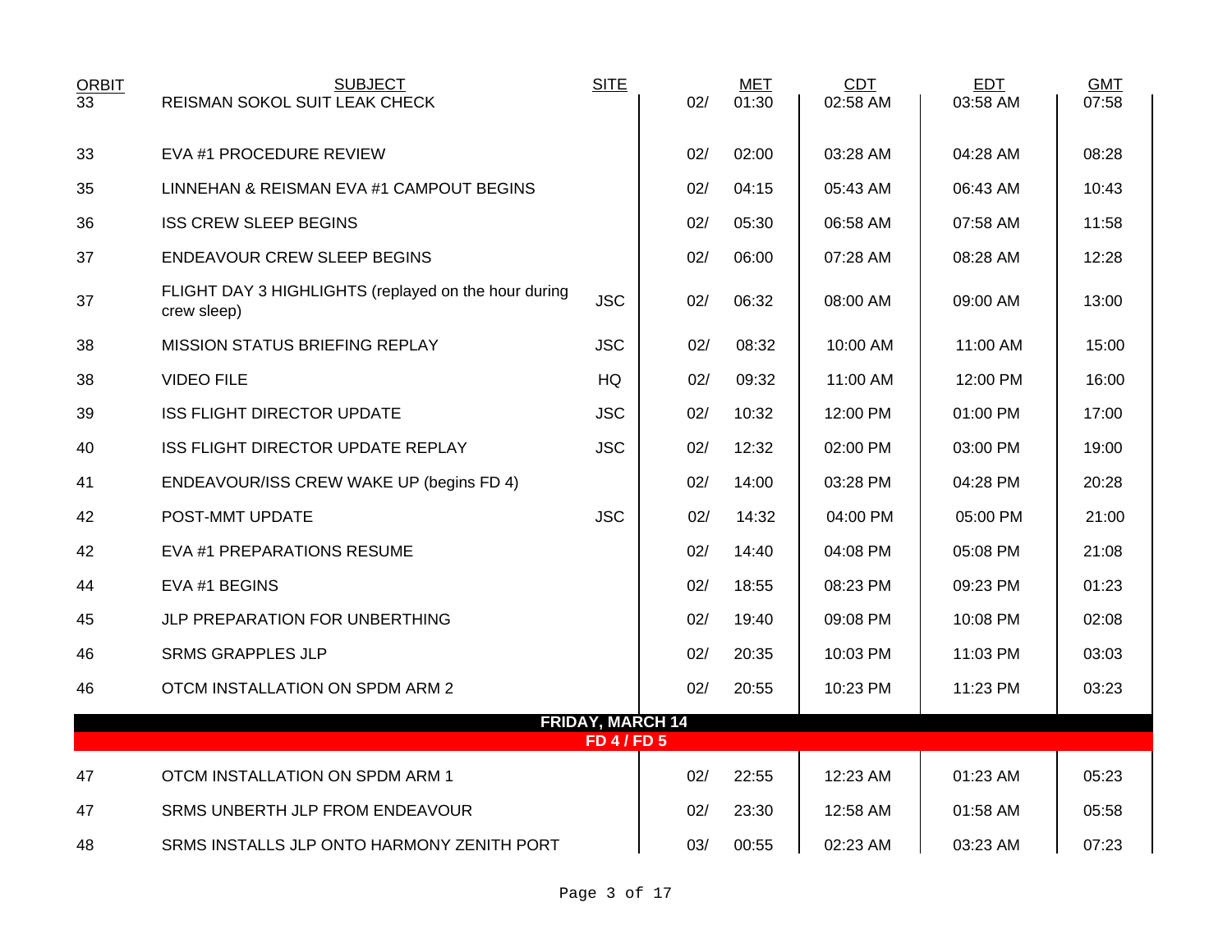| ORBIT | SUBJECT | SITE | | MET | CDT | EDT | GMT |
|---|---|---|---|---|---|---|---|
| 33 | REISMAN SOKOL SUIT LEAK CHECK | | 02/ | 01:30 | 02:58 AM | 03:58 AM | 07:58 |
| 33 | EVA #1 PROCEDURE REVIEW | | 02/ | 02:00 | 03:28 AM | 04:28 AM | 08:28 |
| 35 | LINNEHAN & REISMAN EVA #1 CAMPOUT BEGINS | | 02/ | 04:15 | 05:43 AM | 06:43 AM | 10:43 |
| 36 | ISS CREW SLEEP BEGINS | | 02/ | 05:30 | 06:58 AM | 07:58 AM | 11:58 |
| 37 | ENDEAVOUR CREW SLEEP BEGINS | | 02/ | 06:00 | 07:28 AM | 08:28 AM | 12:28 |
| 37 | FLIGHT DAY 3 HIGHLIGHTS (replayed on the hour during crew sleep) | JSC | 02/ | 06:32 | 08:00 AM | 09:00 AM | 13:00 |
| 38 | MISSION STATUS BRIEFING REPLAY | JSC | 02/ | 08:32 | 10:00 AM | 11:00 AM | 15:00 |
| 38 | VIDEO FILE | HQ | 02/ | 09:32 | 11:00 AM | 12:00 PM | 16:00 |
| 39 | ISS FLIGHT DIRECTOR UPDATE | JSC | 02/ | 10:32 | 12:00 PM | 01:00 PM | 17:00 |
| 40 | ISS FLIGHT DIRECTOR UPDATE REPLAY | JSC | 02/ | 12:32 | 02:00 PM | 03:00 PM | 19:00 |
| 41 | ENDEAVOUR/ISS CREW WAKE UP (begins FD 4) | | 02/ | 14:00 | 03:28 PM | 04:28 PM | 20:28 |
| 42 | POST-MMT UPDATE | JSC | 02/ | 14:32 | 04:00 PM | 05:00 PM | 21:00 |
| 42 | EVA #1 PREPARATIONS RESUME | | 02/ | 14:40 | 04:08 PM | 05:08 PM | 21:08 |
| 44 | EVA #1 BEGINS | | 02/ | 18:55 | 08:23 PM | 09:23 PM | 01:23 |
| 45 | JLP PREPARATION FOR UNBERTHING | | 02/ | 19:40 | 09:08 PM | 10:08 PM | 02:08 |
| 46 | SRMS GRAPPLES JLP | | 02/ | 20:35 | 10:03 PM | 11:03 PM | 03:03 |
| 46 | OTCM INSTALLATION ON SPDM ARM 2 | | 02/ | 20:55 | 10:23 PM | 11:23 PM | 03:23 |
| | **FRIDAY, MARCH 14** | | | | | | |
| | **FD 4 / FD 5** | | | | | | |
| 47 | OTCM INSTALLATION ON SPDM ARM 1 | | 02/ | 22:55 | 12:23 AM | 01:23 AM | 05:23 |
| 47 | SRMS UNBERTH JLP FROM ENDEAVOUR | | 02/ | 23:30 | 12:58 AM | 01:58 AM | 05:58 |
| 48 | SRMS INSTALLS JLP ONTO HARMONY ZENITH PORT | | 03/ | 00:55 | 02:23 AM | 03:23 AM | 07:23 |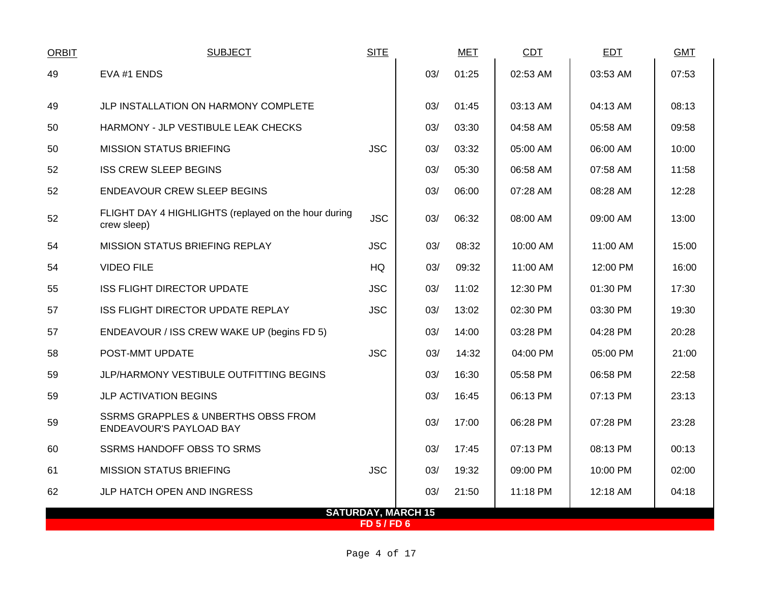| ORBIT | SUBJECT | SITE | MET | | CDT | EDT | GMT |
|---|---|---|---|---|---|---|---|
| 49 | EVA #1 ENDS | | 03/ | 01:25 | 02:53 AM | 03:53 AM | 07:53 |
| 49 | JLP INSTALLATION ON HARMONY COMPLETE | | 03/ | 01:45 | 03:13 AM | 04:13 AM | 08:13 |
| 50 | HARMONY - JLP VESTIBULE LEAK CHECKS | | 03/ | 03:30 | 04:58 AM | 05:58 AM | 09:58 |
| 50 | MISSION STATUS BRIEFING | JSC | 03/ | 03:32 | 05:00 AM | 06:00 AM | 10:00 |
| 52 | ISS CREW SLEEP BEGINS | | 03/ | 05:30 | 06:58 AM | 07:58 AM | 11:58 |
| 52 | ENDEAVOUR CREW SLEEP BEGINS | | 03/ | 06:00 | 07:28 AM | 08:28 AM | 12:28 |
| 52 | FLIGHT DAY 4 HIGHLIGHTS (replayed on the hour during crew sleep) | JSC | 03/ | 06:32 | 08:00 AM | 09:00 AM | 13:00 |
| 54 | MISSION STATUS BRIEFING REPLAY | JSC | 03/ | 08:32 | 10:00 AM | 11:00 AM | 15:00 |
| 54 | VIDEO FILE | HQ | 03/ | 09:32 | 11:00 AM | 12:00 PM | 16:00 |
| 55 | ISS FLIGHT DIRECTOR UPDATE | JSC | 03/ | 11:02 | 12:30 PM | 01:30 PM | 17:30 |
| 57 | ISS FLIGHT DIRECTOR UPDATE REPLAY | JSC | 03/ | 13:02 | 02:30 PM | 03:30 PM | 19:30 |
| 57 | ENDEAVOUR / ISS CREW WAKE UP (begins FD 5) | | 03/ | 14:00 | 03:28 PM | 04:28 PM | 20:28 |
| 58 | POST-MMT UPDATE | JSC | 03/ | 14:32 | 04:00 PM | 05:00 PM | 21:00 |
| 59 | JLP/HARMONY VESTIBULE OUTFITTING BEGINS | | 03/ | 16:30 | 05:58 PM | 06:58 PM | 22:58 |
| 59 | JLP ACTIVATION BEGINS | | 03/ | 16:45 | 06:13 PM | 07:13 PM | 23:13 |
| 59 | SSRMS GRAPPLES & UNBERTHS OBSS FROM ENDEAVOUR'S PAYLOAD BAY | | 03/ | 17:00 | 06:28 PM | 07:28 PM | 23:28 |
| 60 | SSRMS HANDOFF OBSS TO SRMS | | 03/ | 17:45 | 07:13 PM | 08:13 PM | 00:13 |
| 61 | MISSION STATUS BRIEFING | JSC | 03/ | 19:32 | 09:00 PM | 10:00 PM | 02:00 |
| 62 | JLP HATCH OPEN AND INGRESS | | 03/ | 21:50 | 11:18 PM | 12:18 AM | 04:18 |

**SATURDAY, MARCH 15**

**FD 5 / FD 6**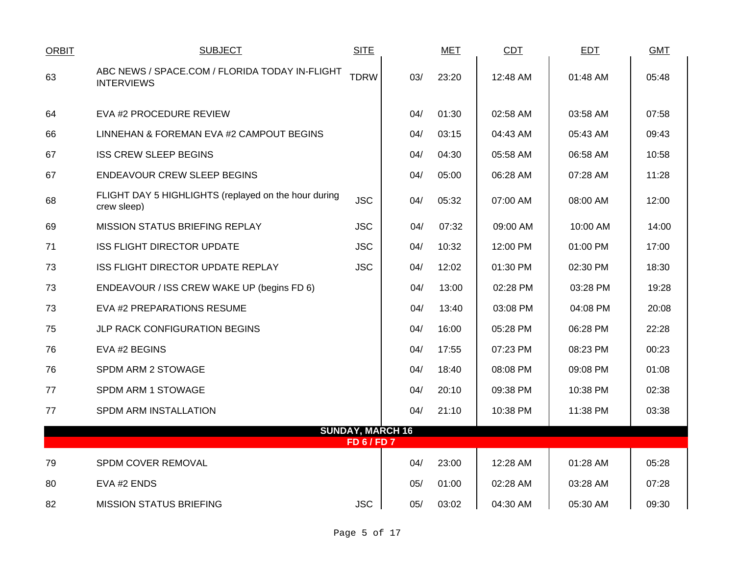| ORBIT | SUBJECT | SITE | | MET | CDT | EDT | GMT |
|---|---|---|---|---|---|---|---|
| 63 | ABC NEWS / SPACE.COM / FLORIDA TODAY IN-FLIGHT INTERVIEWS | TDRW | 03/ | 23:20 | 12:48 AM | 01:48 AM | 05:48 |
| 64 | EVA #2 PROCEDURE REVIEW | | 04/ | 01:30 | 02:58 AM | 03:58 AM | 07:58 |
| 66 | LINNEHAN & FOREMAN EVA #2 CAMPOUT BEGINS | | 04/ | 03:15 | 04:43 AM | 05:43 AM | 09:43 |
| 67 | ISS CREW SLEEP BEGINS | | 04/ | 04:30 | 05:58 AM | 06:58 AM | 10:58 |
| 67 | ENDEAVOUR CREW SLEEP BEGINS | | 04/ | 05:00 | 06:28 AM | 07:28 AM | 11:28 |
| 68 | FLIGHT DAY 5 HIGHLIGHTS (replayed on the hour during crew sleep) | JSC | 04/ | 05:32 | 07:00 AM | 08:00 AM | 12:00 |
| 69 | MISSION STATUS BRIEFING REPLAY | JSC | 04/ | 07:32 | 09:00 AM | 10:00 AM | 14:00 |
| 71 | ISS FLIGHT DIRECTOR UPDATE | JSC | 04/ | 10:32 | 12:00 PM | 01:00 PM | 17:00 |
| 73 | ISS FLIGHT DIRECTOR UPDATE REPLAY | JSC | 04/ | 12:02 | 01:30 PM | 02:30 PM | 18:30 |
| 73 | ENDEAVOUR / ISS CREW WAKE UP (begins FD 6) | | 04/ | 13:00 | 02:28 PM | 03:28 PM | 19:28 |
| 73 | EVA #2 PREPARATIONS RESUME | | 04/ | 13:40 | 03:08 PM | 04:08 PM | 20:08 |
| 75 | JLP RACK CONFIGURATION BEGINS | | 04/ | 16:00 | 05:28 PM | 06:28 PM | 22:28 |
| 76 | EVA #2 BEGINS | | 04/ | 17:55 | 07:23 PM | 08:23 PM | 00:23 |
| 76 | SPDM ARM 2 STOWAGE | | 04/ | 18:40 | 08:08 PM | 09:08 PM | 01:08 |
| 77 | SPDM ARM 1 STOWAGE | | 04/ | 20:10 | 09:38 PM | 10:38 PM | 02:38 |
| 77 | SPDM ARM INSTALLATION | | 04/ | 21:10 | 10:38 PM | 11:38 PM | 03:38 |
| | **SUNDAY, MARCH 16** | | | | | | |
| | **FD 6 / FD 7** | | | | | | |
| 79 | SPDM COVER REMOVAL | | 04/ | 23:00 | 12:28 AM | 01:28 AM | 05:28 |
| 80 | EVA #2 ENDS | | 05/ | 01:00 | 02:28 AM | 03:28 AM | 07:28 |
| 82 | MISSION STATUS BRIEFING | JSC | 05/ | 03:02 | 04:30 AM | 05:30 AM | 09:30 |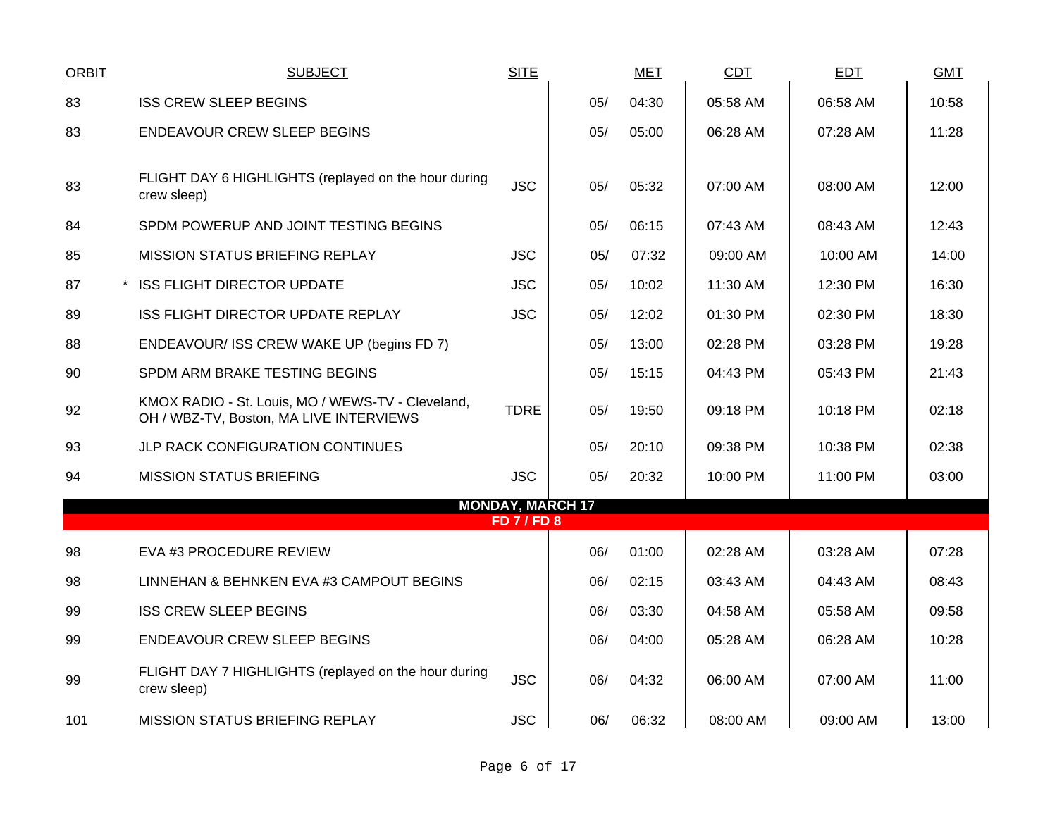| ORBIT | | SUBJECT | SITE | | MET | CDT | EDT | GMT |
|---|---|---|---|---|---|---|---|---|
| 83 | | ISS CREW SLEEP BEGINS | | 05/ | 04:30 | 05:58 AM | 06:58 AM | 10:58 |
| 83 | | ENDEAVOUR CREW SLEEP BEGINS | | 05/ | 05:00 | 06:28 AM | 07:28 AM | 11:28 |
| 83 | | FLIGHT DAY 6 HIGHLIGHTS (replayed on the hour during crew sleep) | JSC | 05/ | 05:32 | 07:00 AM | 08:00 AM | 12:00 |
| 84 | | SPDM POWERUP AND JOINT TESTING BEGINS | | 05/ | 06:15 | 07:43 AM | 08:43 AM | 12:43 |
| 85 | | MISSION STATUS BRIEFING REPLAY | JSC | 05/ | 07:32 | 09:00 AM | 10:00 AM | 14:00 |
| 87 | * | ISS FLIGHT DIRECTOR UPDATE | JSC | 05/ | 10:02 | 11:30 AM | 12:30 PM | 16:30 |
| 89 | | ISS FLIGHT DIRECTOR UPDATE REPLAY | JSC | 05/ | 12:02 | 01:30 PM | 02:30 PM | 18:30 |
| 88 | | ENDEAVOUR/ ISS CREW WAKE UP (begins FD 7) | | 05/ | 13:00 | 02:28 PM | 03:28 PM | 19:28 |
| 90 | | SPDM ARM BRAKE TESTING BEGINS | | 05/ | 15:15 | 04:43 PM | 05:43 PM | 21:43 |
| 92 | | KMOX RADIO - St. Louis, MO / WEWS-TV - Cleveland, OH / WBZ-TV, Boston, MA LIVE INTERVIEWS | TDRE | 05/ | 19:50 | 09:18 PM | 10:18 PM | 02:18 |
| 93 | | JLP RACK CONFIGURATION CONTINUES | | 05/ | 20:10 | 09:38 PM | 10:38 PM | 02:38 |
| 94 | | MISSION STATUS BRIEFING | JSC | 05/ | 20:32 | 10:00 PM | 11:00 PM | 03:00 |
| | | **MONDAY, MARCH 17** | | | | | | |
| | | **FD 7 / FD 8** | | | | | | |
| 98 | | EVA #3 PROCEDURE REVIEW | | 06/ | 01:00 | 02:28 AM | 03:28 AM | 07:28 |
| 98 | | LINNEHAN & BEHNKEN EVA #3 CAMPOUT BEGINS | | 06/ | 02:15 | 03:43 AM | 04:43 AM | 08:43 |
| 99 | | ISS CREW SLEEP BEGINS | | 06/ | 03:30 | 04:58 AM | 05:58 AM | 09:58 |
| 99 | | ENDEAVOUR CREW SLEEP BEGINS | | 06/ | 04:00 | 05:28 AM | 06:28 AM | 10:28 |
| 99 | | FLIGHT DAY 7 HIGHLIGHTS (replayed on the hour during crew sleep) | JSC | 06/ | 04:32 | 06:00 AM | 07:00 AM | 11:00 |
| 101 | | MISSION STATUS BRIEFING REPLAY | JSC | 06/ | 06:32 | 08:00 AM | 09:00 AM | 13:00 |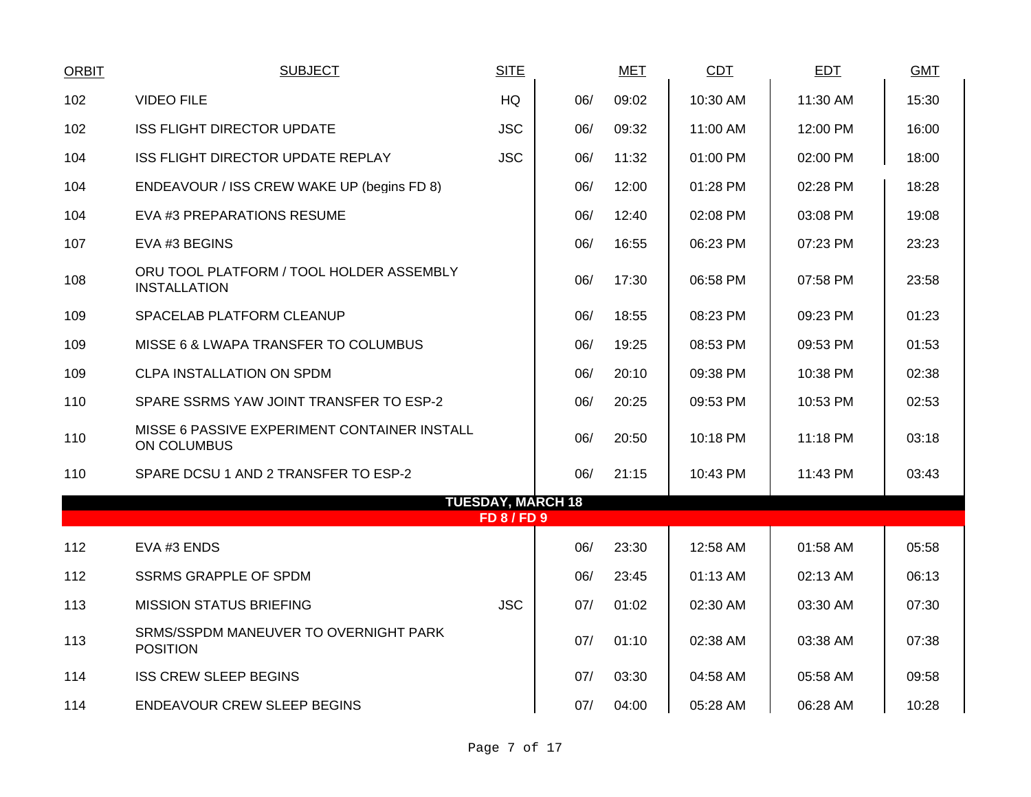| ORBIT | SUBJECT | SITE | MET | | CDT | EDT | GMT |
|---|---|---|---|---|---|---|---|
| 102 | VIDEO FILE | HQ | 06/ | 09:02 | 10:30 AM | 11:30 AM | 15:30 |
| 102 | ISS FLIGHT DIRECTOR UPDATE | JSC | 06/ | 09:32 | 11:00 AM | 12:00 PM | 16:00 |
| 104 | ISS FLIGHT DIRECTOR UPDATE REPLAY | JSC | 06/ | 11:32 | 01:00 PM | 02:00 PM | 18:00 |
| 104 | ENDEAVOUR / ISS CREW WAKE UP (begins FD 8) | | 06/ | 12:00 | 01:28 PM | 02:28 PM | 18:28 |
| 104 | EVA #3 PREPARATIONS RESUME | | 06/ | 12:40 | 02:08 PM | 03:08 PM | 19:08 |
| 107 | EVA #3 BEGINS | | 06/ | 16:55 | 06:23 PM | 07:23 PM | 23:23 |
| 108 | ORU TOOL PLATFORM / TOOL HOLDER ASSEMBLY INSTALLATION | | 06/ | 17:30 | 06:58 PM | 07:58 PM | 23:58 |
| 109 | SPACELAB PLATFORM CLEANUP | | 06/ | 18:55 | 08:23 PM | 09:23 PM | 01:23 |
| 109 | MISSE 6 & LWAPA TRANSFER TO COLUMBUS | | 06/ | 19:25 | 08:53 PM | 09:53 PM | 01:53 |
| 109 | CLPA INSTALLATION ON SPDM | | 06/ | 20:10 | 09:38 PM | 10:38 PM | 02:38 |
| 110 | SPARE SSRMS YAW JOINT TRANSFER TO ESP-2 | | 06/ | 20:25 | 09:53 PM | 10:53 PM | 02:53 |
| 110 | MISSE 6 PASSIVE EXPERIMENT CONTAINER INSTALL ON COLUMBUS | | 06/ | 20:50 | 10:18 PM | 11:18 PM | 03:18 |
| 110 | SPARE DCSU 1 AND 2 TRANSFER TO ESP-2 | | 06/ | 21:15 | 10:43 PM | 11:43 PM | 03:43 |
| | **TUESDAY, MARCH 18** | | | | | | |
| | **FD 8 / FD 9** | | | | | | |
| 112 | EVA #3 ENDS | | 06/ | 23:30 | 12:58 AM | 01:58 AM | 05:58 |
| 112 | SSRMS GRAPPLE OF SPDM | | 06/ | 23:45 | 01:13 AM | 02:13 AM | 06:13 |
| 113 | MISSION STATUS BRIEFING | JSC | 07/ | 01:02 | 02:30 AM | 03:30 AM | 07:30 |
| 113 | SRMS/SSPDM MANEUVER TO OVERNIGHT PARK POSITION | | 07/ | 01:10 | 02:38 AM | 03:38 AM | 07:38 |
| 114 | ISS CREW SLEEP BEGINS | | 07/ | 03:30 | 04:58 AM | 05:58 AM | 09:58 |
| 114 | ENDEAVOUR CREW SLEEP BEGINS | | 07/ | 04:00 | 05:28 AM | 06:28 AM | 10:28 |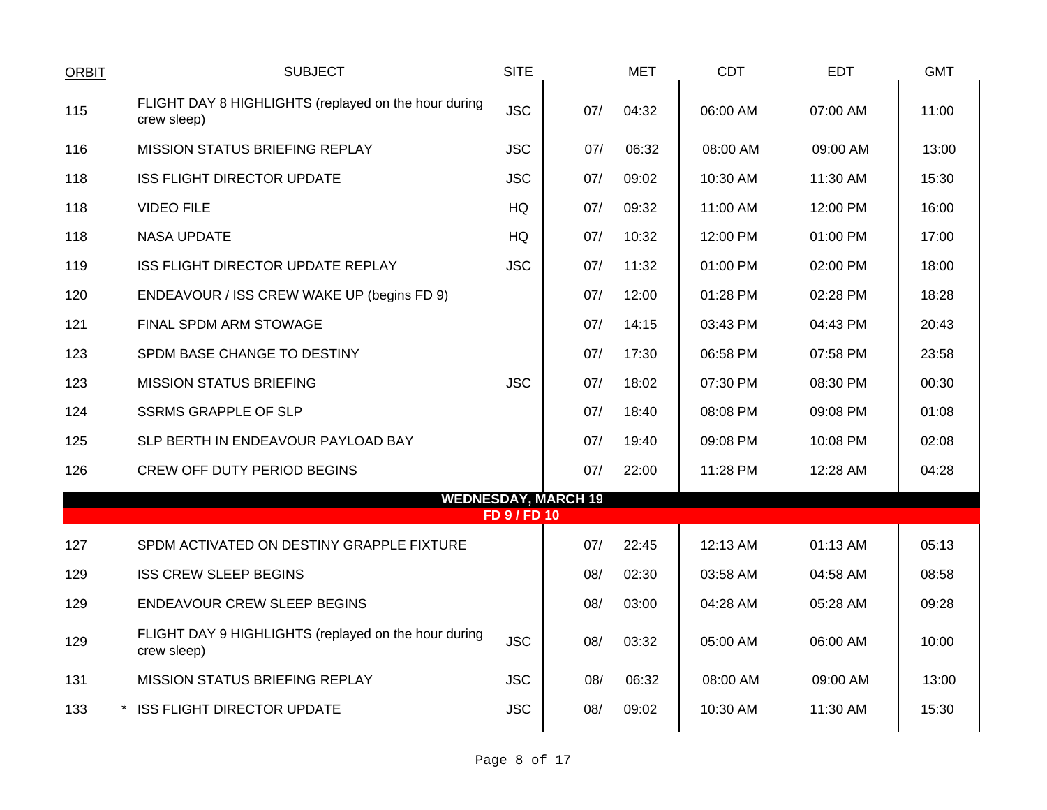| ORBIT | SUBJECT | SITE | MET | | CDT | EDT | GMT |
|---|---|---|---|---|---|---|---|
| 115 | FLIGHT DAY 8 HIGHLIGHTS (replayed on the hour during crew sleep) | JSC | 07/ | 04:32 | 06:00 AM | 07:00 AM | 11:00 |
| 116 | MISSION STATUS BRIEFING REPLAY | JSC | 07/ | 06:32 | 08:00 AM | 09:00 AM | 13:00 |
| 118 | ISS FLIGHT DIRECTOR UPDATE | JSC | 07/ | 09:02 | 10:30 AM | 11:30 AM | 15:30 |
| 118 | VIDEO FILE | HQ | 07/ | 09:32 | 11:00 AM | 12:00 PM | 16:00 |
| 118 | NASA UPDATE | HQ | 07/ | 10:32 | 12:00 PM | 01:00 PM | 17:00 |
| 119 | ISS FLIGHT DIRECTOR UPDATE REPLAY | JSC | 07/ | 11:32 | 01:00 PM | 02:00 PM | 18:00 |
| 120 | ENDEAVOUR / ISS CREW WAKE UP (begins FD 9) | | 07/ | 12:00 | 01:28 PM | 02:28 PM | 18:28 |
| 121 | FINAL SPDM ARM STOWAGE | | 07/ | 14:15 | 03:43 PM | 04:43 PM | 20:43 |
| 123 | SPDM BASE CHANGE TO DESTINY | | 07/ | 17:30 | 06:58 PM | 07:58 PM | 23:58 |
| 123 | MISSION STATUS BRIEFING | JSC | 07/ | 18:02 | 07:30 PM | 08:30 PM | 00:30 |
| 124 | SSRMS GRAPPLE OF SLP | | 07/ | 18:40 | 08:08 PM | 09:08 PM | 01:08 |
| 125 | SLP BERTH IN ENDEAVOUR PAYLOAD BAY | | 07/ | 19:40 | 09:08 PM | 10:08 PM | 02:08 |
| 126 | CREW OFF DUTY PERIOD BEGINS | | 07/ | 22:00 | 11:28 PM | 12:28 AM | 04:28 |
| | **WEDNESDAY, MARCH 19** **FD 9 / FD 10** | | | | | | |
| 127 | SPDM ACTIVATED ON DESTINY GRAPPLE FIXTURE | | 07/ | 22:45 | 12:13 AM | 01:13 AM | 05:13 |
| 129 | ISS CREW SLEEP BEGINS | | 08/ | 02:30 | 03:58 AM | 04:58 AM | 08:58 |
| 129 | ENDEAVOUR CREW SLEEP BEGINS | | 08/ | 03:00 | 04:28 AM | 05:28 AM | 09:28 |
| 129 | FLIGHT DAY 9 HIGHLIGHTS (replayed on the hour during crew sleep) | JSC | 08/ | 03:32 | 05:00 AM | 06:00 AM | 10:00 |
| 131 | MISSION STATUS BRIEFING REPLAY | JSC | 08/ | 06:32 | 08:00 AM | 09:00 AM | 13:00 |
| 133 | * ISS FLIGHT DIRECTOR UPDATE | JSC | 08/ | 09:02 | 10:30 AM | 11:30 AM | 15:30 |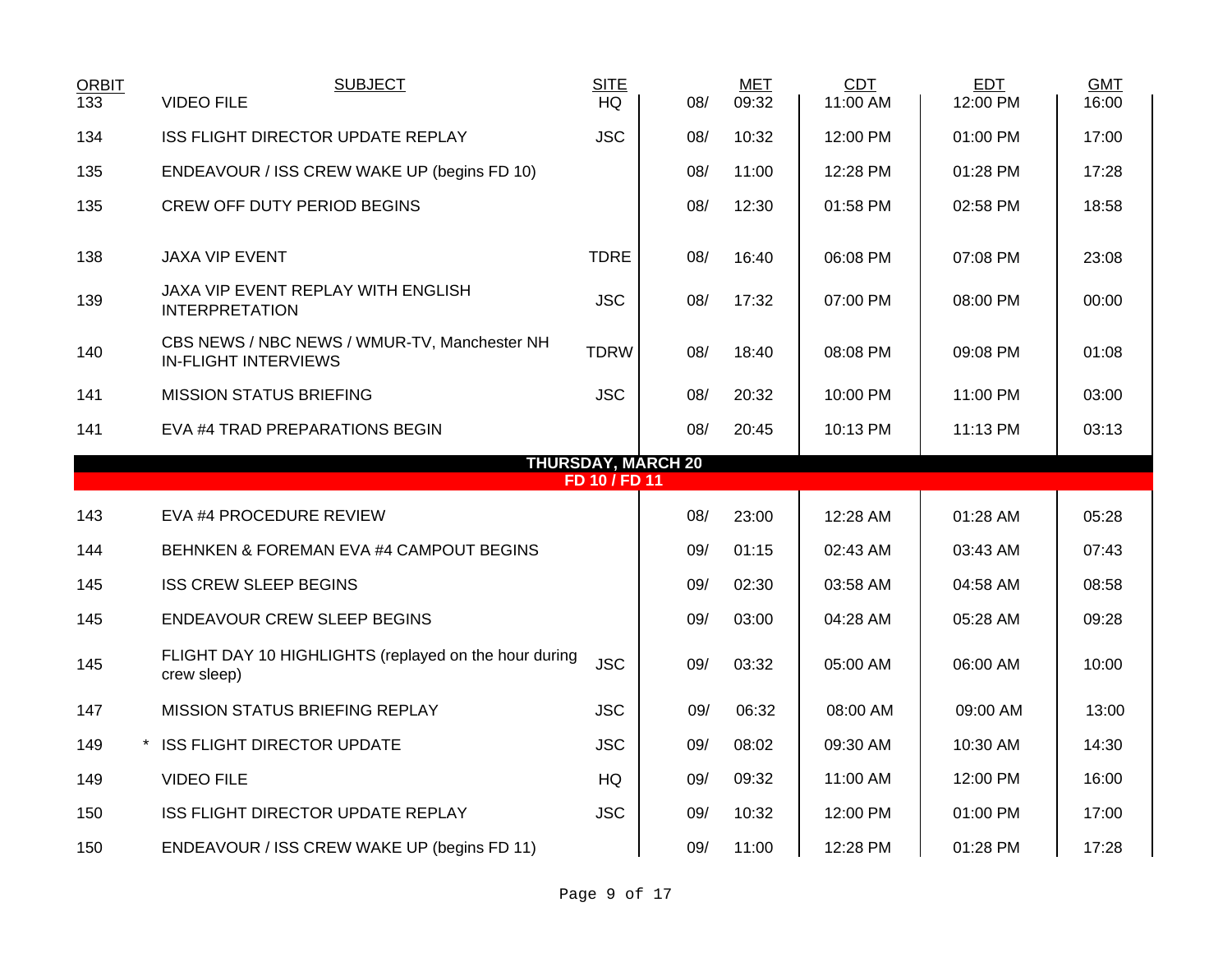| ORBIT | | SUBJECT | SITE | MET | | CDT | EDT | GMT |
|---|---|---|---|---|---|---|---|---|
| 133 | | VIDEO FILE | HQ | 08/ | 09:32 | 11:00 AM | 12:00 PM | 16:00 |
| 134 | | ISS FLIGHT DIRECTOR UPDATE REPLAY | JSC | 08/ | 10:32 | 12:00 PM | 01:00 PM | 17:00 |
| 135 | | ENDEAVOUR / ISS CREW WAKE UP (begins FD 10) | | 08/ | 11:00 | 12:28 PM | 01:28 PM | 17:28 |
| 135 | | CREW OFF DUTY PERIOD BEGINS | | 08/ | 12:30 | 01:58 PM | 02:58 PM | 18:58 |
| 138 | | JAXA VIP EVENT | TDRE | 08/ | 16:40 | 06:08 PM | 07:08 PM | 23:08 |
| 139 | | JAXA VIP EVENT REPLAY WITH ENGLISH INTERPRETATION | JSC | 08/ | 17:32 | 07:00 PM | 08:00 PM | 00:00 |
| 140 | | CBS NEWS / NBC NEWS / WMUR-TV, Manchester NH IN-FLIGHT INTERVIEWS | TDRW | 08/ | 18:40 | 08:08 PM | 09:08 PM | 01:08 |
| 141 | | MISSION STATUS BRIEFING | JSC | 08/ | 20:32 | 10:00 PM | 11:00 PM | 03:00 |
| 141 | | EVA #4 TRAD PREPARATIONS BEGIN | | 08/ | 20:45 | 10:13 PM | 11:13 PM | 03:13 |
| | | **THURSDAY, MARCH 20** | | | | | | |
| | | **FD 10 / FD 11** | | | | | | |
| 143 | | EVA #4 PROCEDURE REVIEW | | 08/ | 23:00 | 12:28 AM | 01:28 AM | 05:28 |
| 144 | | BEHNKEN & FOREMAN EVA #4 CAMPOUT BEGINS | | 09/ | 01:15 | 02:43 AM | 03:43 AM | 07:43 |
| 145 | | ISS CREW SLEEP BEGINS | | 09/ | 02:30 | 03:58 AM | 04:58 AM | 08:58 |
| 145 | | ENDEAVOUR CREW SLEEP BEGINS | | 09/ | 03:00 | 04:28 AM | 05:28 AM | 09:28 |
| 145 | | FLIGHT DAY 10 HIGHLIGHTS (replayed on the hour during crew sleep) | JSC | 09/ | 03:32 | 05:00 AM | 06:00 AM | 10:00 |
| 147 | | MISSION STATUS BRIEFING REPLAY | JSC | 09/ | 06:32 | 08:00 AM | 09:00 AM | 13:00 |
| 149 | * | ISS FLIGHT DIRECTOR UPDATE | JSC | 09/ | 08:02 | 09:30 AM | 10:30 AM | 14:30 |
| 149 | | VIDEO FILE | HQ | 09/ | 09:32 | 11:00 AM | 12:00 PM | 16:00 |
| 150 | | ISS FLIGHT DIRECTOR UPDATE REPLAY | JSC | 09/ | 10:32 | 12:00 PM | 01:00 PM | 17:00 |
| 150 | | ENDEAVOUR / ISS CREW WAKE UP (begins FD 11) | | 09/ | 11:00 | 12:28 PM | 01:28 PM | 17:28 |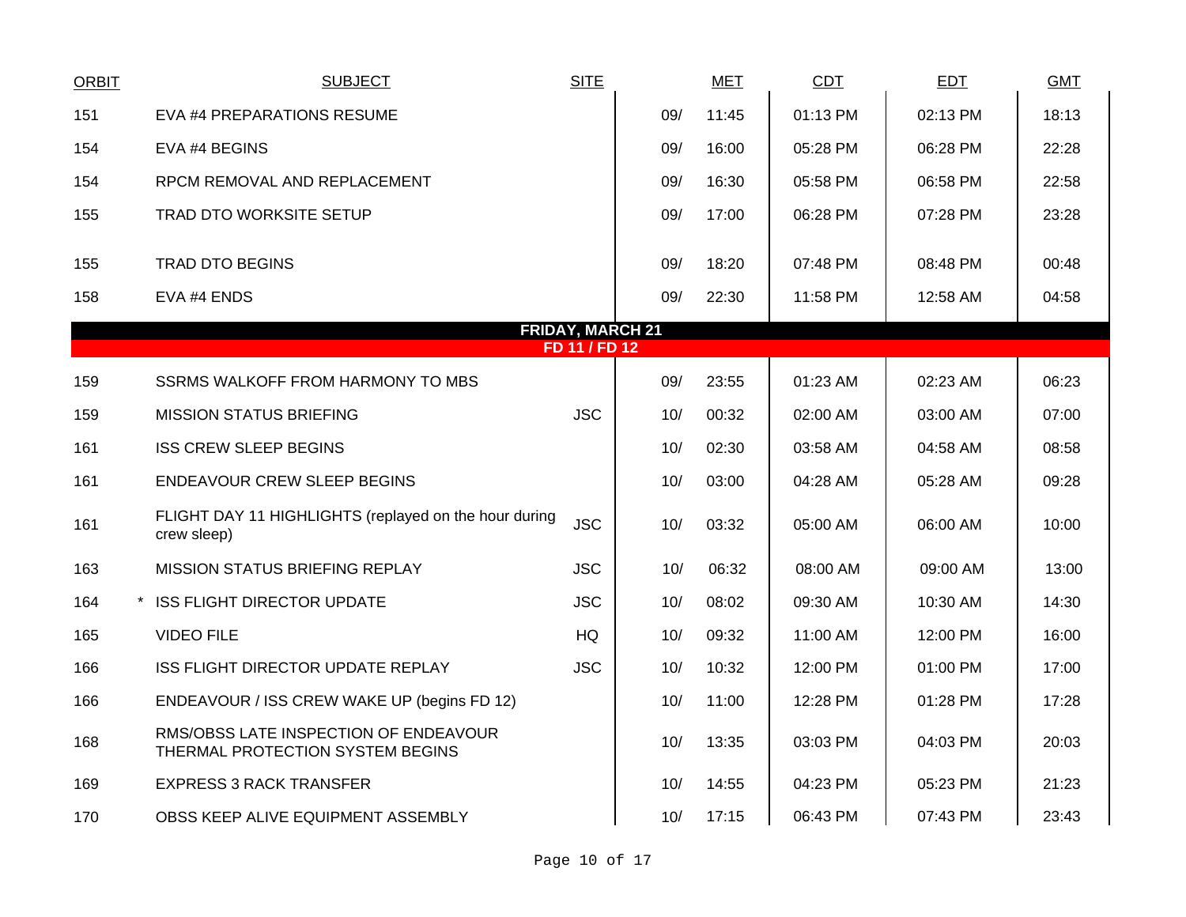| ORBIT | SUBJECT | SITE | | MET | CDT | EDT | GMT |
|---|---|---|---|---|---|---|---|
| 151 | EVA #4 PREPARATIONS RESUME | | 09/ | 11:45 | 01:13 PM | 02:13 PM | 18:13 |
| 154 | EVA #4 BEGINS | | 09/ | 16:00 | 05:28 PM | 06:28 PM | 22:28 |
| 154 | RPCM REMOVAL AND REPLACEMENT | | 09/ | 16:30 | 05:58 PM | 06:58 PM | 22:58 |
| 155 | TRAD DTO WORKSITE SETUP | | 09/ | 17:00 | 06:28 PM | 07:28 PM | 23:28 |
| 155 | TRAD DTO BEGINS | | 09/ | 18:20 | 07:48 PM | 08:48 PM | 00:48 |
| 158 | EVA #4 ENDS | | 09/ | 22:30 | 11:58 PM | 12:58 AM | 04:58 |
| | **FRIDAY, MARCH 21** **FD 11 / FD 12** | | | | | | |
| 159 | SSRMS WALKOFF FROM HARMONY TO MBS | | 09/ | 23:55 | 01:23 AM | 02:23 AM | 06:23 |
| 159 | MISSION STATUS BRIEFING | JSC | 10/ | 00:32 | 02:00 AM | 03:00 AM | 07:00 |
| 161 | ISS CREW SLEEP BEGINS | | 10/ | 02:30 | 03:58 AM | 04:58 AM | 08:58 |
| 161 | ENDEAVOUR CREW SLEEP BEGINS | | 10/ | 03:00 | 04:28 AM | 05:28 AM | 09:28 |
| 161 | FLIGHT DAY 11 HIGHLIGHTS (replayed on the hour during crew sleep) | JSC | 10/ | 03:32 | 05:00 AM | 06:00 AM | 10:00 |
| 163 | MISSION STATUS BRIEFING REPLAY | JSC | 10/ | 06:32 | 08:00 AM | 09:00 AM | 13:00 |
| 164 | * ISS FLIGHT DIRECTOR UPDATE | JSC | 10/ | 08:02 | 09:30 AM | 10:30 AM | 14:30 |
| 165 | VIDEO FILE | HQ | 10/ | 09:32 | 11:00 AM | 12:00 PM | 16:00 |
| 166 | ISS FLIGHT DIRECTOR UPDATE REPLAY | JSC | 10/ | 10:32 | 12:00 PM | 01:00 PM | 17:00 |
| 166 | ENDEAVOUR / ISS CREW WAKE UP (begins FD 12) | | 10/ | 11:00 | 12:28 PM | 01:28 PM | 17:28 |
| 168 | RMS/OBSS LATE INSPECTION OF ENDEAVOUR THERMAL PROTECTION SYSTEM BEGINS | | 10/ | 13:35 | 03:03 PM | 04:03 PM | 20:03 |
| 169 | EXPRESS 3 RACK TRANSFER | | 10/ | 14:55 | 04:23 PM | 05:23 PM | 21:23 |
| 170 | OBSS KEEP ALIVE EQUIPMENT ASSEMBLY | | 10/ | 17:15 | 06:43 PM | 07:43 PM | 23:43 |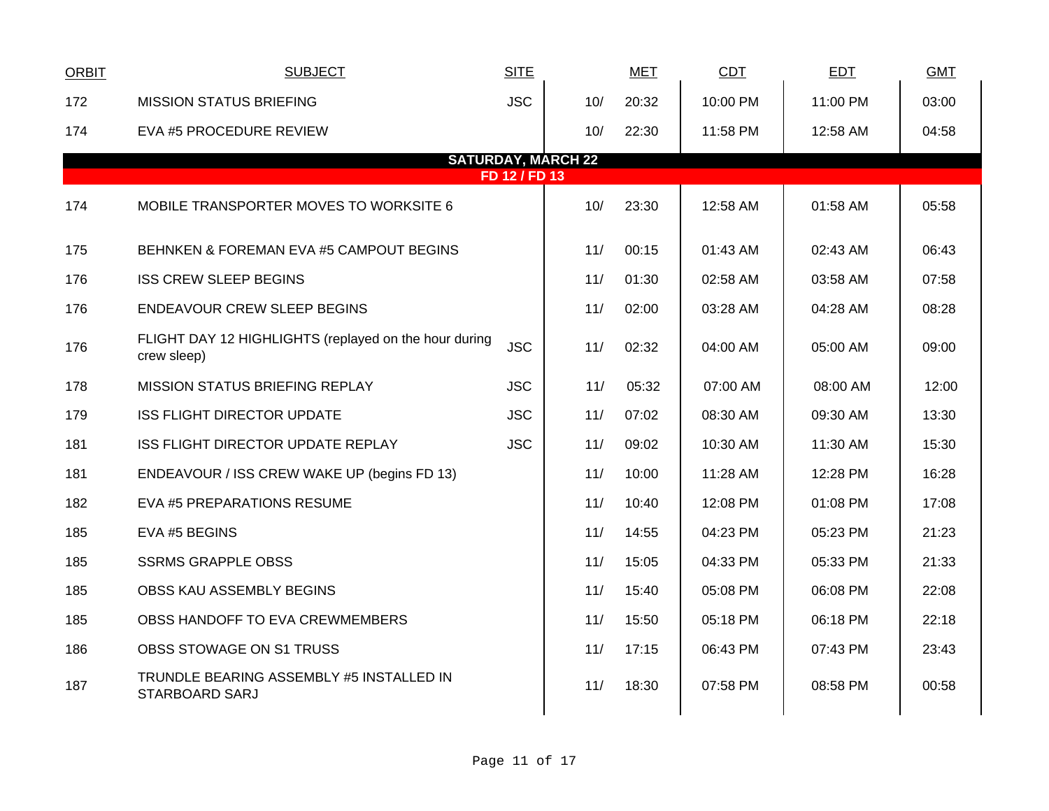| ORBIT | SUBJECT | SITE | MET | | CDT | EDT | GMT |
|---|---|---|---|---|---|---|---|
| 172 | MISSION STATUS BRIEFING | JSC | 10/ | 20:32 | 10:00 PM | 11:00 PM | 03:00 |
| 174 | EVA #5 PROCEDURE REVIEW | | 10/ | 22:30 | 11:58 PM | 12:58 AM | 04:58 |
| | **SATURDAY, MARCH 22** | | | | | | |
| | **FD 12 / FD 13** | | | | | | |
| 174 | MOBILE TRANSPORTER MOVES TO WORKSITE 6 | | 10/ | 23:30 | 12:58 AM | 01:58 AM | 05:58 |
| 175 | BEHNKEN & FOREMAN EVA #5 CAMPOUT BEGINS | | 11/ | 00:15 | 01:43 AM | 02:43 AM | 06:43 |
| 176 | ISS CREW SLEEP BEGINS | | 11/ | 01:30 | 02:58 AM | 03:58 AM | 07:58 |
| 176 | ENDEAVOUR CREW SLEEP BEGINS | | 11/ | 02:00 | 03:28 AM | 04:28 AM | 08:28 |
| 176 | FLIGHT DAY 12 HIGHLIGHTS (replayed on the hour during crew sleep) | JSC | 11/ | 02:32 | 04:00 AM | 05:00 AM | 09:00 |
| 178 | MISSION STATUS BRIEFING REPLAY | JSC | 11/ | 05:32 | 07:00 AM | 08:00 AM | 12:00 |
| 179 | ISS FLIGHT DIRECTOR UPDATE | JSC | 11/ | 07:02 | 08:30 AM | 09:30 AM | 13:30 |
| 181 | ISS FLIGHT DIRECTOR UPDATE REPLAY | JSC | 11/ | 09:02 | 10:30 AM | 11:30 AM | 15:30 |
| 181 | ENDEAVOUR / ISS CREW WAKE UP (begins FD 13) | | 11/ | 10:00 | 11:28 AM | 12:28 PM | 16:28 |
| 182 | EVA #5 PREPARATIONS RESUME | | 11/ | 10:40 | 12:08 PM | 01:08 PM | 17:08 |
| 185 | EVA #5 BEGINS | | 11/ | 14:55 | 04:23 PM | 05:23 PM | 21:23 |
| 185 | SSRMS GRAPPLE OBSS | | 11/ | 15:05 | 04:33 PM | 05:33 PM | 21:33 |
| 185 | OBSS KAU ASSEMBLY BEGINS | | 11/ | 15:40 | 05:08 PM | 06:08 PM | 22:08 |
| 185 | OBSS HANDOFF TO EVA CREWMEMBERS | | 11/ | 15:50 | 05:18 PM | 06:18 PM | 22:18 |
| 186 | OBSS STOWAGE ON S1 TRUSS | | 11/ | 17:15 | 06:43 PM | 07:43 PM | 23:43 |
| 187 | TRUNDLE BEARING ASSEMBLY #5 INSTALLED IN STARBOARD SARJ | | 11/ | 18:30 | 07:58 PM | 08:58 PM | 00:58 |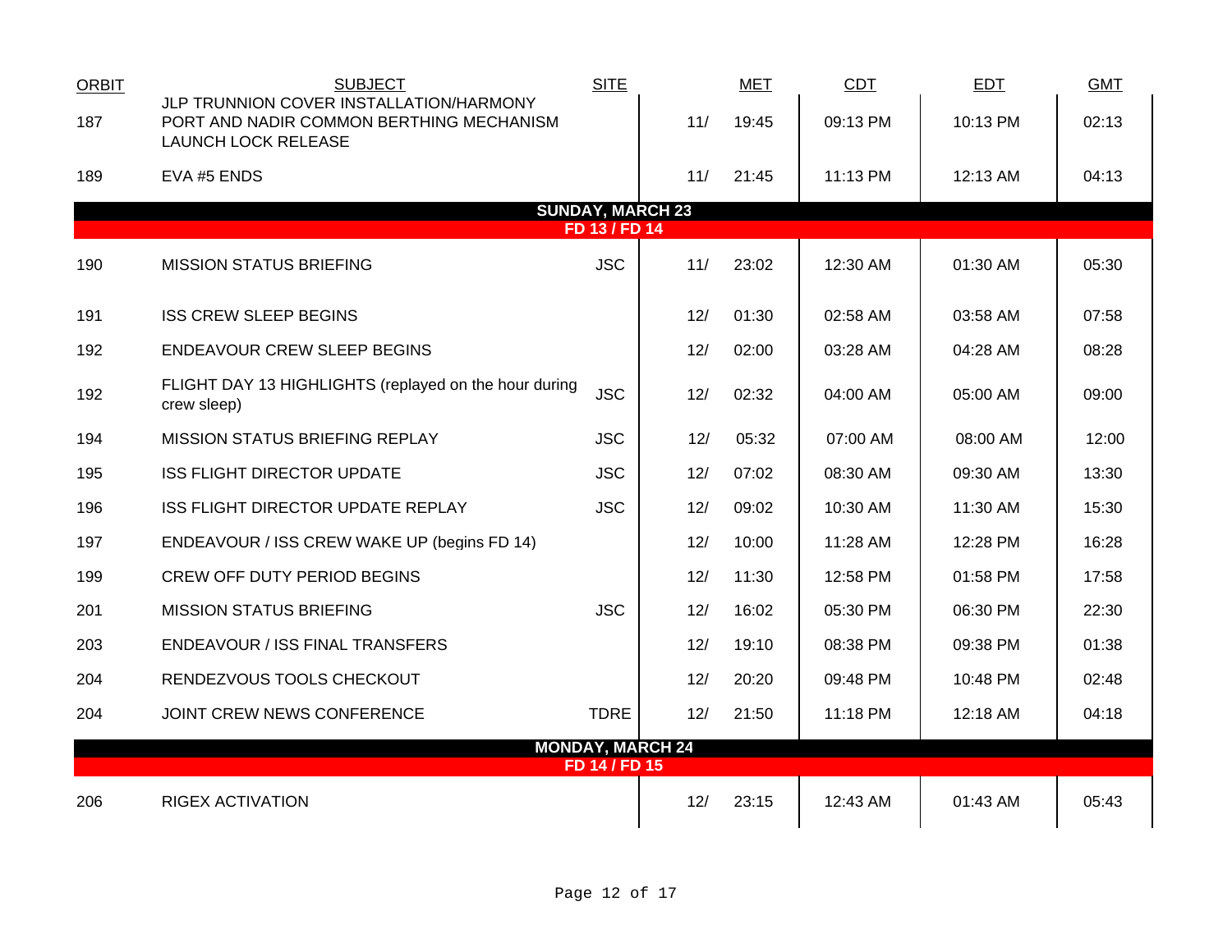| ORBIT | SUBJECT | SITE | MET | | CDT | EDT | GMT |
|---|---|---|---|---|---|---|---|
| 187 | JLP TRUNNION COVER INSTALLATION/HARMONY PORT AND NADIR COMMON BERTHING MECHANISM LAUNCH LOCK RELEASE | | 11/ | 19:45 | 09:13 PM | 10:13 PM | 02:13 |
| 189 | EVA #5 ENDS | | 11/ | 21:45 | 11:13 PM | 12:13 AM | 04:13 |
| | **SUNDAY, MARCH 23** | | | | | | |
| | **FD 13 / FD 14** | | | | | | |
| 190 | MISSION STATUS BRIEFING | JSC | 11/ | 23:02 | 12:30 AM | 01:30 AM | 05:30 |
| 191 | ISS CREW SLEEP BEGINS | | 12/ | 01:30 | 02:58 AM | 03:58 AM | 07:58 |
| 192 | ENDEAVOUR CREW SLEEP BEGINS | | 12/ | 02:00 | 03:28 AM | 04:28 AM | 08:28 |
| 192 | FLIGHT DAY 13 HIGHLIGHTS (replayed on the hour during crew sleep) | JSC | 12/ | 02:32 | 04:00 AM | 05:00 AM | 09:00 |
| 194 | MISSION STATUS BRIEFING REPLAY | JSC | 12/ | 05:32 | 07:00 AM | 08:00 AM | 12:00 |
| 195 | ISS FLIGHT DIRECTOR UPDATE | JSC | 12/ | 07:02 | 08:30 AM | 09:30 AM | 13:30 |
| 196 | ISS FLIGHT DIRECTOR UPDATE REPLAY | JSC | 12/ | 09:02 | 10:30 AM | 11:30 AM | 15:30 |
| 197 | ENDEAVOUR / ISS CREW WAKE UP (begins FD 14) | | 12/ | 10:00 | 11:28 AM | 12:28 PM | 16:28 |
| 199 | CREW OFF DUTY PERIOD BEGINS | | 12/ | 11:30 | 12:58 PM | 01:58 PM | 17:58 |
| 201 | MISSION STATUS BRIEFING | JSC | 12/ | 16:02 | 05:30 PM | 06:30 PM | 22:30 |
| 203 | ENDEAVOUR / ISS FINAL TRANSFERS | | 12/ | 19:10 | 08:38 PM | 09:38 PM | 01:38 |
| 204 | RENDEZVOUS TOOLS CHECKOUT | | 12/ | 20:20 | 09:48 PM | 10:48 PM | 02:48 |
| 204 | JOINT CREW NEWS CONFERENCE | TDRE | 12/ | 21:50 | 11:18 PM | 12:18 AM | 04:18 |
| | **MONDAY, MARCH 24** | | | | | | |
| | **FD 14 / FD 15** | | | | | | |
| 206 | RIGEX ACTIVATION | | 12/ | 23:15 | 12:43 AM | 01:43 AM | 05:43 |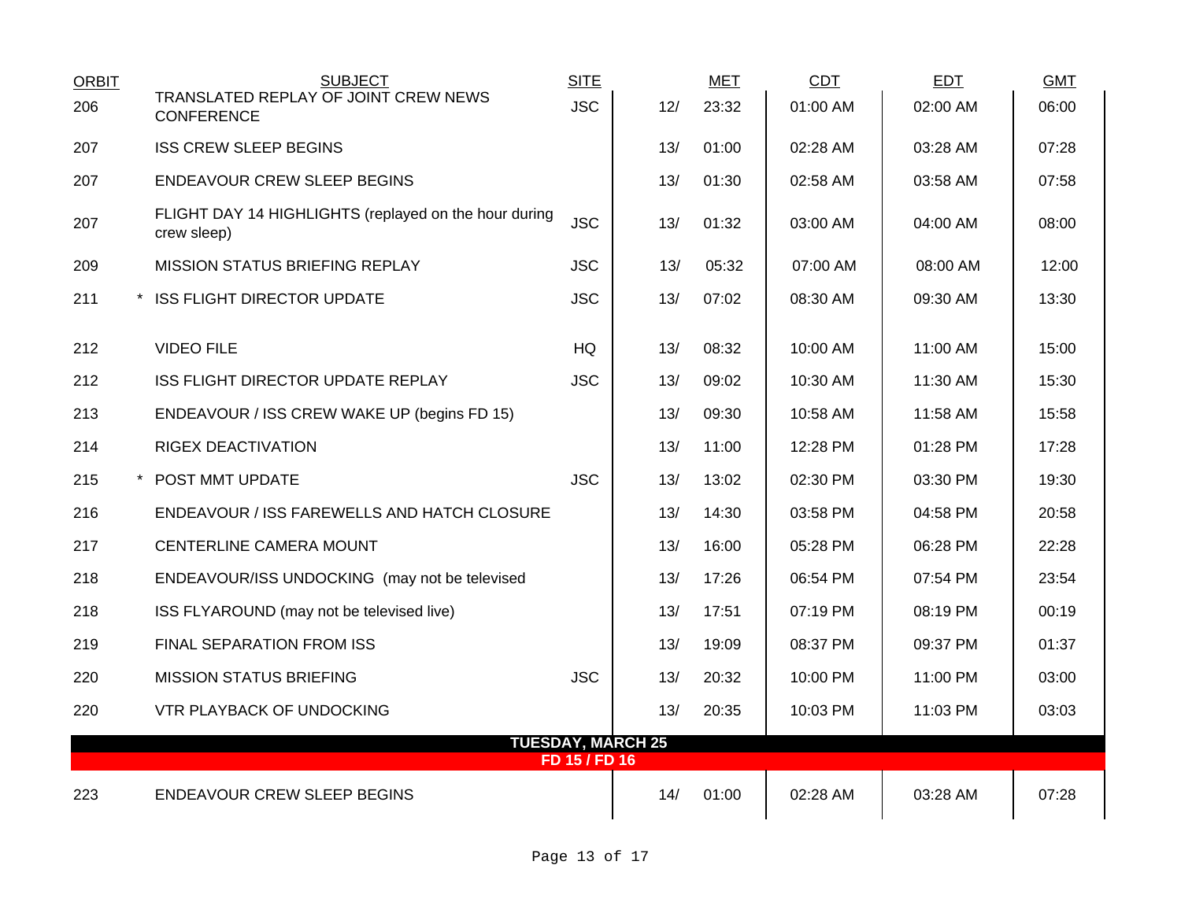| ORBIT | | SUBJECT | SITE | | MET | CDT | EDT | GMT |
|---|---|---|---|---|---|---|---|---|
| 206 | | TRANSLATED REPLAY OF JOINT CREW NEWS CONFERENCE | JSC | 12/ | 23:32 | 01:00 AM | 02:00 AM | 06:00 |
| 207 | | ISS CREW SLEEP BEGINS | | 13/ | 01:00 | 02:28 AM | 03:28 AM | 07:28 |
| 207 | | ENDEAVOUR CREW SLEEP BEGINS | | 13/ | 01:30 | 02:58 AM | 03:58 AM | 07:58 |
| 207 | | FLIGHT DAY 14 HIGHLIGHTS (replayed on the hour during crew sleep) | JSC | 13/ | 01:32 | 03:00 AM | 04:00 AM | 08:00 |
| 209 | | MISSION STATUS BRIEFING REPLAY | JSC | 13/ | 05:32 | 07:00 AM | 08:00 AM | 12:00 |
| 211 | * | ISS FLIGHT DIRECTOR UPDATE | JSC | 13/ | 07:02 | 08:30 AM | 09:30 AM | 13:30 |
| 212 | | VIDEO FILE | HQ | 13/ | 08:32 | 10:00 AM | 11:00 AM | 15:00 |
| 212 | | ISS FLIGHT DIRECTOR UPDATE REPLAY | JSC | 13/ | 09:02 | 10:30 AM | 11:30 AM | 15:30 |
| 213 | | ENDEAVOUR / ISS CREW WAKE UP (begins FD 15) | | 13/ | 09:30 | 10:58 AM | 11:58 AM | 15:58 |
| 214 | | RIGEX DEACTIVATION | | 13/ | 11:00 | 12:28 PM | 01:28 PM | 17:28 |
| 215 | * | POST MMT UPDATE | JSC | 13/ | 13:02 | 02:30 PM | 03:30 PM | 19:30 |
| 216 | | ENDEAVOUR / ISS FAREWELLS AND HATCH CLOSURE | | 13/ | 14:30 | 03:58 PM | 04:58 PM | 20:58 |
| 217 | | CENTERLINE CAMERA MOUNT | | 13/ | 16:00 | 05:28 PM | 06:28 PM | 22:28 |
| 218 | | ENDEAVOUR/ISS UNDOCKING (may not be televised | | 13/ | 17:26 | 06:54 PM | 07:54 PM | 23:54 |
| 218 | | ISS FLYAROUND (may not be televised live) | | 13/ | 17:51 | 07:19 PM | 08:19 PM | 00:19 |
| 219 | | FINAL SEPARATION FROM ISS | | 13/ | 19:09 | 08:37 PM | 09:37 PM | 01:37 |
| 220 | | MISSION STATUS BRIEFING | JSC | 13/ | 20:32 | 10:00 PM | 11:00 PM | 03:00 |
| 220 | | VTR PLAYBACK OF UNDOCKING | | 13/ | 20:35 | 10:03 PM | 11:03 PM | 03:03 |
| **TUESDAY, MARCH 25** | | | | | | | | |
| **FD 15 / FD 16** | | | | | | | | |
| 223 | | ENDEAVOUR CREW SLEEP BEGINS | | 14/ | 01:00 | 02:28 AM | 03:28 AM | 07:28 |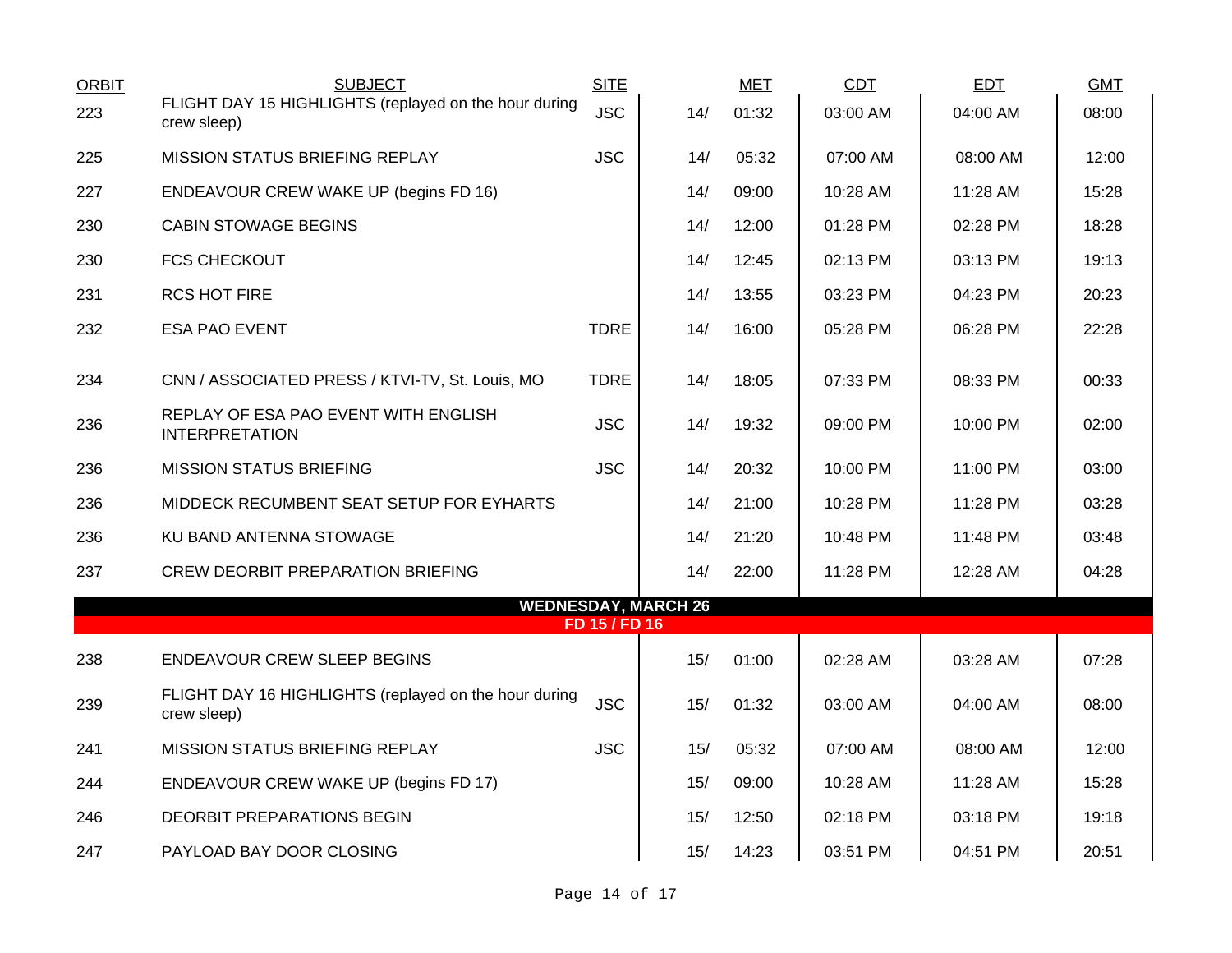| ORBIT | SUBJECT | SITE | | MET | CDT | EDT | GMT |
|---|---|---|---|---|---|---|---|
| 223 | FLIGHT DAY 15 HIGHLIGHTS (replayed on the hour during crew sleep) | JSC | 14/ | 01:32 | 03:00 AM | 04:00 AM | 08:00 |
| 225 | MISSION STATUS BRIEFING REPLAY | JSC | 14/ | 05:32 | 07:00 AM | 08:00 AM | 12:00 |
| 227 | ENDEAVOUR CREW WAKE UP (begins FD 16) | | 14/ | 09:00 | 10:28 AM | 11:28 AM | 15:28 |
| 230 | CABIN STOWAGE BEGINS | | 14/ | 12:00 | 01:28 PM | 02:28 PM | 18:28 |
| 230 | FCS CHECKOUT | | 14/ | 12:45 | 02:13 PM | 03:13 PM | 19:13 |
| 231 | RCS HOT FIRE | | 14/ | 13:55 | 03:23 PM | 04:23 PM | 20:23 |
| 232 | ESA PAO EVENT | TDRE | 14/ | 16:00 | 05:28 PM | 06:28 PM | 22:28 |
| 234 | CNN / ASSOCIATED PRESS / KTVI-TV, St. Louis, MO | TDRE | 14/ | 18:05 | 07:33 PM | 08:33 PM | 00:33 |
| 236 | REPLAY OF ESA PAO EVENT WITH ENGLISH INTERPRETATION | JSC | 14/ | 19:32 | 09:00 PM | 10:00 PM | 02:00 |
| 236 | MISSION STATUS BRIEFING | JSC | 14/ | 20:32 | 10:00 PM | 11:00 PM | 03:00 |
| 236 | MIDDECK RECUMBENT SEAT SETUP FOR EYHARTS | | 14/ | 21:00 | 10:28 PM | 11:28 PM | 03:28 |
| 236 | KU BAND ANTENNA STOWAGE | | 14/ | 21:20 | 10:48 PM | 11:48 PM | 03:48 |
| 237 | CREW DEORBIT PREPARATION BRIEFING | | 14/ | 22:00 | 11:28 PM | 12:28 AM | 04:28 |
| | **WEDNESDAY, MARCH 26** | | | | | | |
| | **FD 15 / FD 16** | | | | | | |
| 238 | ENDEAVOUR CREW SLEEP BEGINS | | 15/ | 01:00 | 02:28 AM | 03:28 AM | 07:28 |
| 239 | FLIGHT DAY 16 HIGHLIGHTS (replayed on the hour during crew sleep) | JSC | 15/ | 01:32 | 03:00 AM | 04:00 AM | 08:00 |
| 241 | MISSION STATUS BRIEFING REPLAY | JSC | 15/ | 05:32 | 07:00 AM | 08:00 AM | 12:00 |
| 244 | ENDEAVOUR CREW WAKE UP (begins FD 17) | | 15/ | 09:00 | 10:28 AM | 11:28 AM | 15:28 |
| 246 | DEORBIT PREPARATIONS BEGIN | | 15/ | 12:50 | 02:18 PM | 03:18 PM | 19:18 |
| 247 | PAYLOAD BAY DOOR CLOSING | | 15/ | 14:23 | 03:51 PM | 04:51 PM | 20:51 |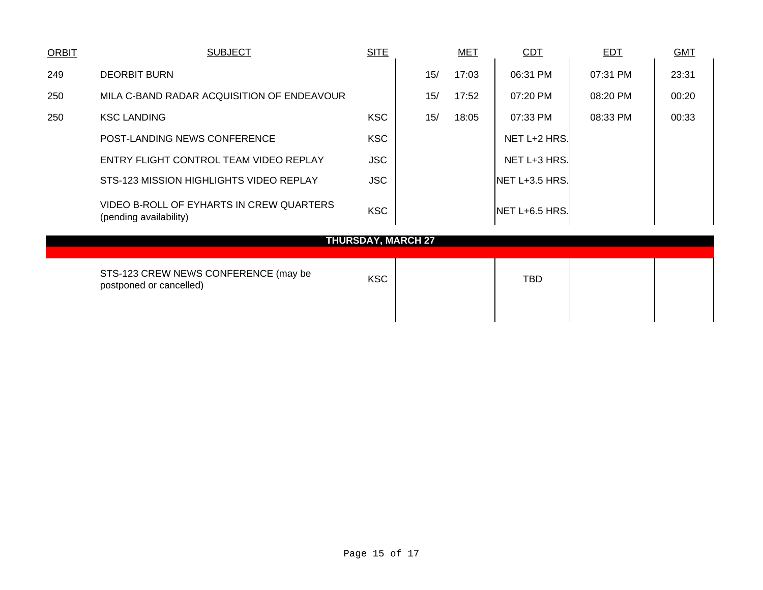| ORBIT | SUBJECT | SITE | MET | | CDT | EDT | GMT |
|---|---|---|---|---|---|---|---|
| 249 | DEORBIT BURN | | 15/ | 17:03 | 06:31 PM | 07:31 PM | 23:31 |
| 250 | MILA C-BAND RADAR ACQUISITION OF ENDEAVOUR | | 15/ | 17:52 | 07:20 PM | 08:20 PM | 00:20 |
| 250 | KSC LANDING | KSC | 15/ | 18:05 | 07:33 PM | 08:33 PM | 00:33 |
| | POST-LANDING NEWS CONFERENCE | KSC | | | NET L+2 HRS. | | |
| | ENTRY FLIGHT CONTROL TEAM VIDEO REPLAY | JSC | | | NET L+3 HRS. | | |
| | STS-123 MISSION HIGHLIGHTS VIDEO REPLAY | JSC | | | NET L+3.5 HRS. | | |
| | VIDEO B-ROLL OF EYHARTS IN CREW QUARTERS (pending availability) | KSC | | | NET L+6.5 HRS. | | |
| | **THURSDAY, MARCH 27** | | | | | | |
| | STS-123 CREW NEWS CONFERENCE (may be postponed or cancelled) | KSC | | | TBD | | |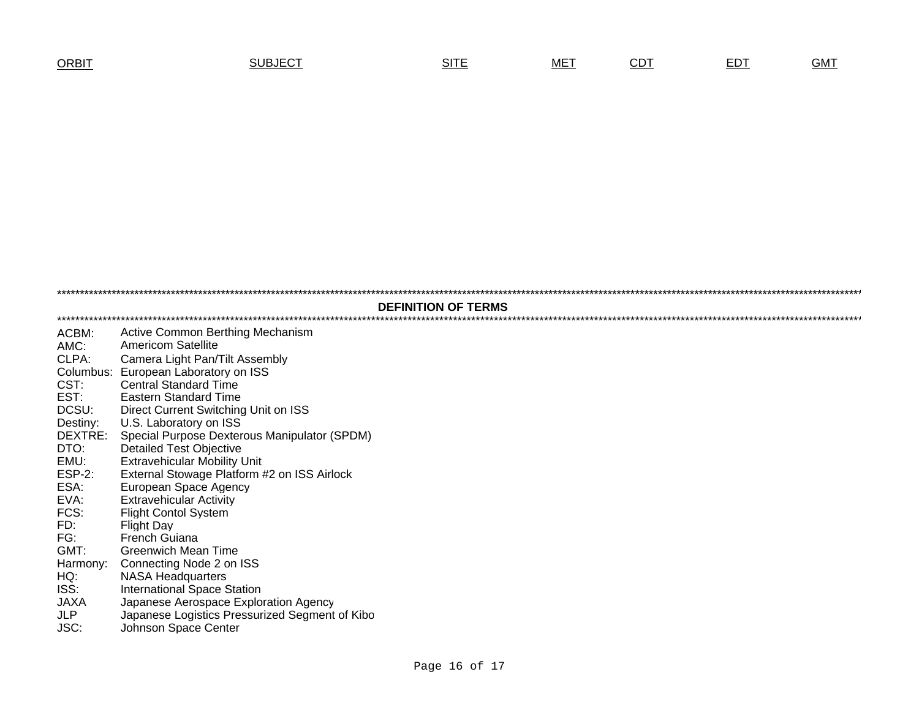| ORBIT | SUBJECT | SITE | MET | CDT | EDT | GMT |
|---|---|---|---|---|---|---|

*******************************************************************************************************************************************************************

## DEFINITION OF TERMS

*******************************************************************************************************************************************************************

| | |
|---|---|
| ACBM: | Active Common Berthing Mechanism |
| AMC: | Americom Satellite |
| CLPA: | Camera Light Pan/Tilt Assembly |
| Columbus: | European Laboratory on ISS |
| CST: | Central Standard Time |
| EST: | Eastern Standard Time |
| DCSU: | Direct Current Switching Unit on ISS |
| Destiny: | U.S. Laboratory on ISS |
| DEXTRE: | Special Purpose Dexterous Manipulator (SPDM) |
| DTO: | Detailed Test Objective |
| EMU: | Extravehicular Mobility Unit |
| ESP-2: | External Stowage Platform #2 on ISS Airlock |
| ESA: | European Space Agency |
| EVA: | Extravehicular Activity |
| FCS: | Flight Contol System |
| FD: | Flight Day |
| FG: | French Guiana |
| GMT: | Greenwich Mean Time |
| Harmony: | Connecting Node 2 on ISS |
| HQ: | NASA Headquarters |
| ISS: | International Space Station |
| JAXA | Japanese Aerospace Exploration Agency |
| JLP | Japanese Logistics Pressurized Segment of Kibo |
| JSC: | Johnson Space Center |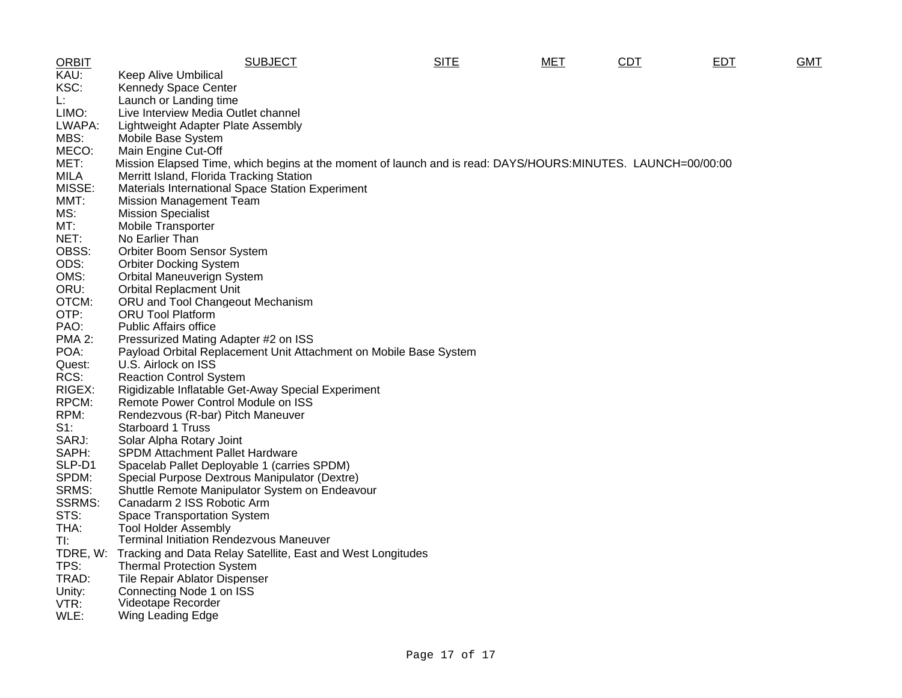| ORBIT | SUBJECT | SITE | MET | CDT | EDT | GMT |
|---|---|---|---|---|---|---|

KAU: Keep Alive Umbilical
KSC: Kennedy Space Center
L: Launch or Landing time
LIMO: Live Interview Media Outlet channel
LWAPA: Lightweight Adapter Plate Assembly
MBS: Mobile Base System
MECO: Main Engine Cut-Off
MET: Mission Elapsed Time, which begins at the moment of launch and is read: DAYS/HOURS:MINUTES. LAUNCH=00/00:00
MILA Merritt Island, Florida Tracking Station
MISSE: Materials International Space Station Experiment
MMT: Mission Management Team
MS: Mission Specialist
MT: Mobile Transporter
NET: No Earlier Than
OBSS: Orbiter Boom Sensor System
ODS: Orbiter Docking System
OMS: Orbital Maneuverign System
ORU: Orbital Replacment Unit
OTCM: ORU and Tool Changeout Mechanism
OTP: ORU Tool Platform
PAO: Public Affairs office
PMA 2: Pressurized Mating Adapter #2 on ISS
POA: Payload Orbital Replacement Unit Attachment on Mobile Base System
Quest: U.S. Airlock on ISS
RCS: Reaction Control System
RIGEX: Rigidizable Inflatable Get-Away Special Experiment
RPCM: Remote Power Control Module on ISS
RPM: Rendezvous (R-bar) Pitch Maneuver
S1: Starboard 1 Truss
SARJ: Solar Alpha Rotary Joint
SAPH: SPDM Attachment Pallet Hardware
SLP-D1 Spacelab Pallet Deployable 1 (carries SPDM)
SPDM: Special Purpose Dextrous Manipulator (Dextre)
SRMS: Shuttle Remote Manipulator System on Endeavour
SSRMS: Canadarm 2 ISS Robotic Arm
STS: Space Transportation System
THA: Tool Holder Assembly
TI: Terminal Initiation Rendezvous Maneuver
TDRE, W: Tracking and Data Relay Satellite, East and West Longitudes
TPS: Thermal Protection System
TRAD: Tile Repair Ablator Dispenser
Unity: Connecting Node 1 on ISS
VTR: Videotape Recorder
WLE: Wing Leading Edge